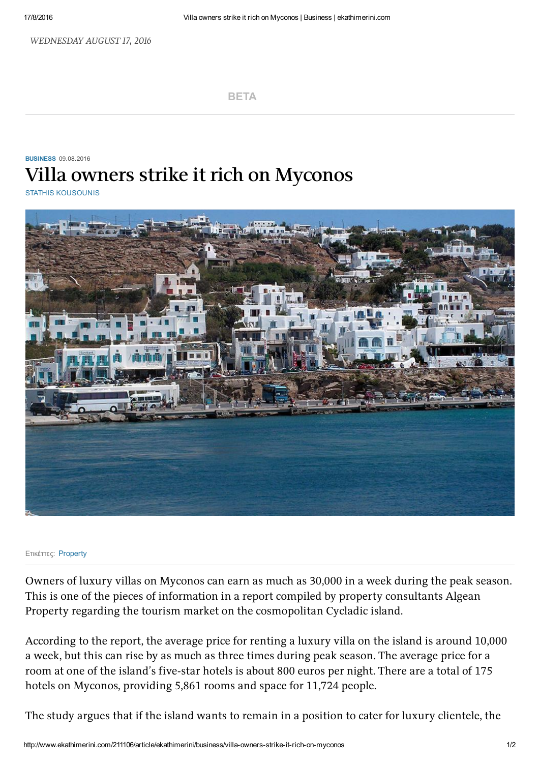WEDNESDAY AUGUST 17, 2016

BETA

BUSINESS 09.08.2016

# Villa owners strike it rich on Myconos

STATHIS KOUSOUNIS

Ετικέττες: Property

Owners of luxury villas on Myconos can earn as much as 30,000 in a week during the peak season. This is one of the pieces of information in a report compiled by property consultants Algean Property regarding the tourism market on the cosmopolitan Cycladic island.

According to the report, the average price for renting a luxury villa on the island is around 10,000 a week, but this can rise by as much as three times during peak season. The average price for a room at one of the island's five-star hotels is about 800 euros per night. There are a total of 175 hotels on Myconos, providing 5,861 rooms and space for 11,724 people.

The study argues that if the island wants to remain in a position to cater for luxury clientele, the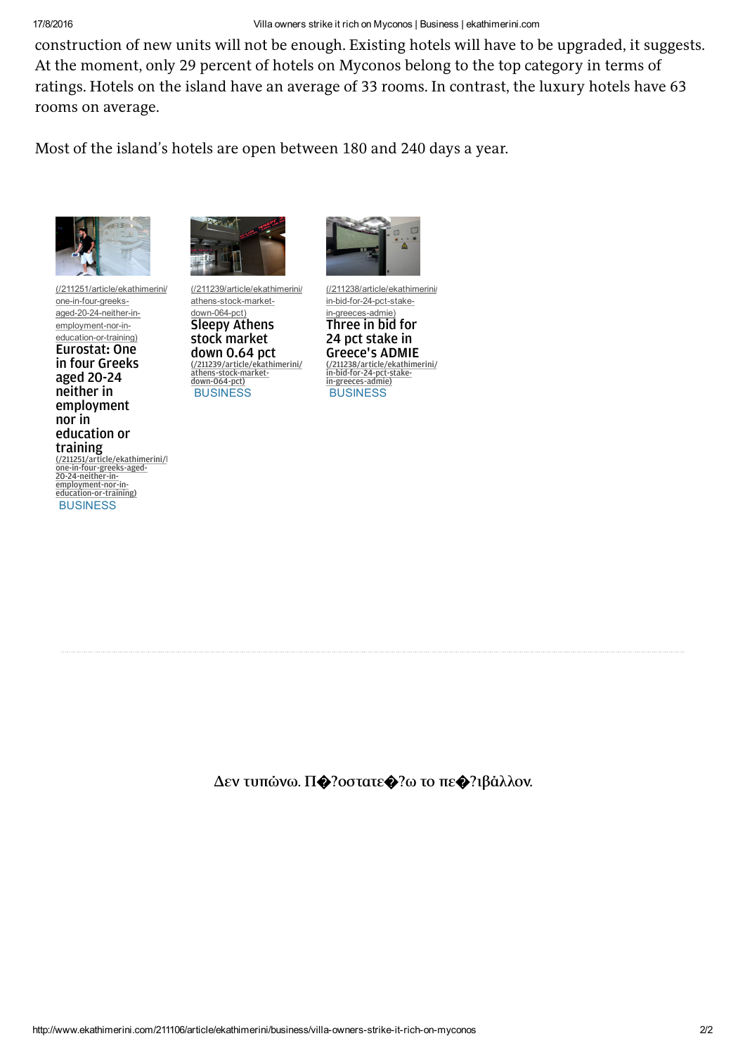construction of new units will not be enough. Existing hotels will have to be upgraded, it suggests. At the moment, only 29 percent of hotels on Myconos belong to the top category in terms of ratings. Hotels on the island have an average of 33 rooms. In contrast, the luxury hotels have 63 rooms on average.

Most of the island's hotels are open between 180 and 240 days a year.

(/211251/article/ekathimerini/one-in-four-greeks-aged-20-24-neither-in-employment-nor-in-education-or-training)

**Eurostat: One in four Greeks aged 20-24 neither in employment nor in education or training**

(/211251/article/ekathimerini/one-in-four-greeks-aged-20-24-neither-in-employment-nor-in-education-or-training)

BUSINESS

(/211239/article/ekathimerini/athens-stock-market-down-064-pct)

**Sleepy Athens stock market down 0.64 pct**

(/211239/article/ekathimerini/athens-stock-market-down-064-pct)

BUSINESS

(/211238/article/ekathimerini/in-bid-for-24-pct-stake-in-greeces-admie)

**Three in bid for 24 pct stake in Greece's ADMIE**

(/211238/article/ekathimerini/in-bid-for-24-pct-stake-in-greeces-admie)

BUSINESS

Δεν τυπώνω. Π�?οστατε�?ω το πε�?ιβάλλον.